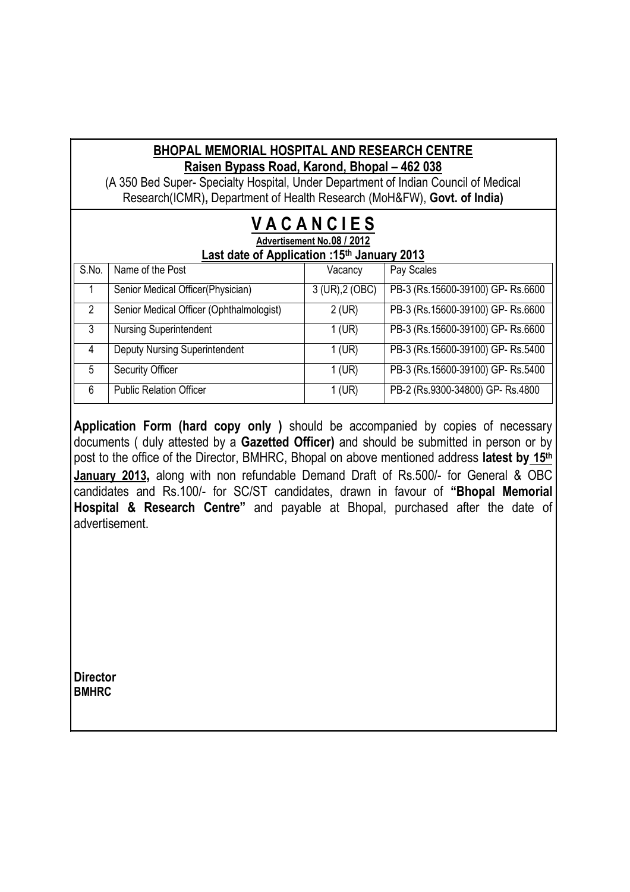# BHOPAL MEMORIAL HOSPITAL AND RESEARCH CENTRE

**Raisen Bypass Road, Karond, Bhopal – 462 038**

(A 350 Bed Super- Specialty Hospital, Under Department of Indian Council of Medical Research(ICMR)**,** Department of Health Research (MoH&FW), **Govt. of India)**

## V A C A N C I E S

**Advertisement No.08 / 2012**

**Last date of Application :15th January 2013**

| S.No. | Name of the Post | Vacancy | Pay Scales |
|---|---|---|---|
| 1 | Senior Medical Officer(Physician) | 3 (UR),2 (OBC) | PB-3 (Rs.15600-39100) GP- Rs.6600 |
| 2 | Senior Medical Officer (Ophthalmologist) | 2 (UR) | PB-3 (Rs.15600-39100) GP- Rs.6600 |
| 3 | Nursing Superintendent | 1 (UR) | PB-3 (Rs.15600-39100) GP- Rs.6600 |
| 4 | Deputy Nursing Superintendent | 1 (UR) | PB-3 (Rs.15600-39100) GP- Rs.5400 |
| 5 | Security Officer | 1 (UR) | PB-3 (Rs.15600-39100) GP- Rs.5400 |
| 6 | Public Relation Officer | 1 (UR) | PB-2 (Rs.9300-34800) GP- Rs.4800 |

**Application Form (hard copy only )** should be accompanied by copies of necessary documents ( duly attested by a **Gazetted Officer)** and should be submitted in person or by post to the office of the Director, BMHRC, Bhopal on above mentioned address **latest by 15th January 2013,** along with non refundable Demand Draft of Rs.500/- for General & OBC candidates and Rs.100/- for SC/ST candidates, drawn in favour of **"Bhopal Memorial Hospital & Research Centre"** and payable at Bhopal, purchased after the date of advertisement.

**Director**
**BMHRC**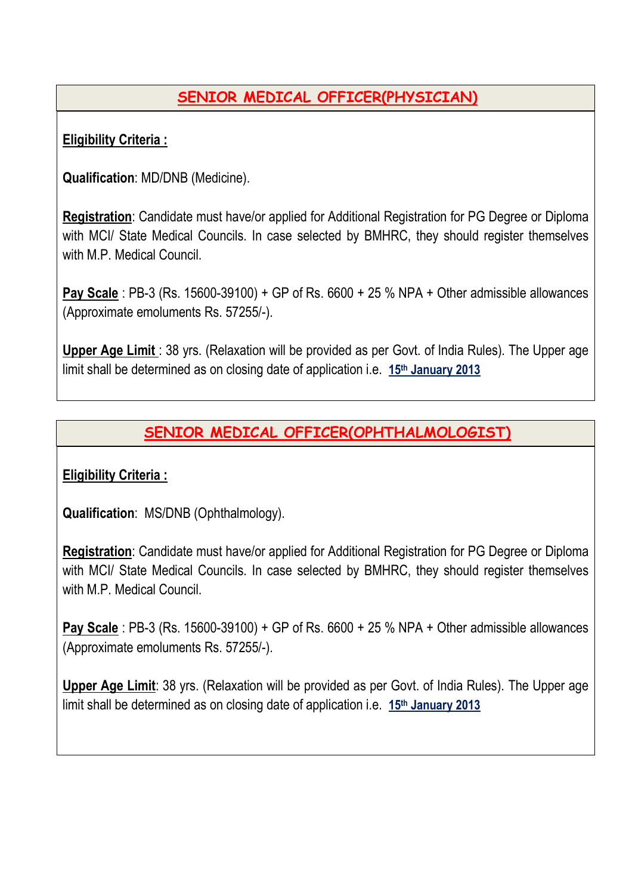## SENIOR MEDICAL OFFICER(PHYSICIAN)

**Eligibility Criteria :**

**Qualification**: MD/DNB (Medicine).

**Registration**: Candidate must have/or applied for Additional Registration for PG Degree or Diploma with MCI/ State Medical Councils. In case selected by BMHRC, they should register themselves with M.P. Medical Council.

**Pay Scale** : PB-3 (Rs. 15600-39100) + GP of Rs. 6600 + 25 % NPA + Other admissible allowances (Approximate emoluments Rs. 57255/-).

**Upper Age Limit** : 38 yrs. (Relaxation will be provided as per Govt. of India Rules). The Upper age limit shall be determined as on closing date of application i.e. **15th January 2013**

## SENIOR MEDICAL OFFICER(OPHTHALMOLOGIST)

**Eligibility Criteria :**

**Qualification**: MS/DNB (Ophthalmology).

**Registration**: Candidate must have/or applied for Additional Registration for PG Degree or Diploma with MCI/ State Medical Councils. In case selected by BMHRC, they should register themselves with M.P. Medical Council.

**Pay Scale** : PB-3 (Rs. 15600-39100) + GP of Rs. 6600 + 25 % NPA + Other admissible allowances (Approximate emoluments Rs. 57255/-).

**Upper Age Limit**: 38 yrs. (Relaxation will be provided as per Govt. of India Rules). The Upper age limit shall be determined as on closing date of application i.e. **15th January 2013**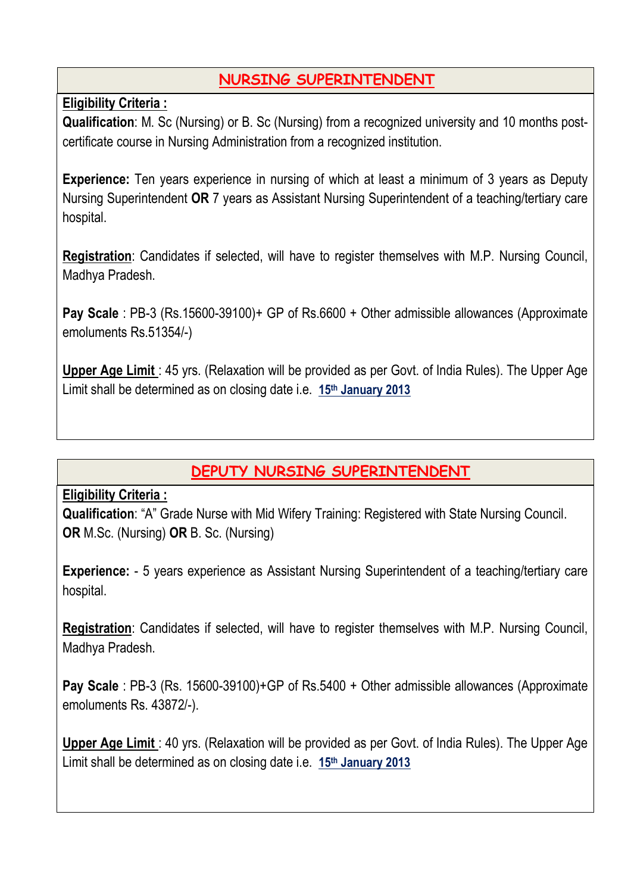## NURSING SUPERINTENDENT

**Eligibility Criteria :**

**Qualification**: M. Sc (Nursing) or B. Sc (Nursing) from a recognized university and 10 months post-certificate course in Nursing Administration from a recognized institution.

**Experience:** Ten years experience in nursing of which at least a minimum of 3 years as Deputy Nursing Superintendent **OR** 7 years as Assistant Nursing Superintendent of a teaching/tertiary care hospital.

**Registration**: Candidates if selected, will have to register themselves with M.P. Nursing Council, Madhya Pradesh.

**Pay Scale** : PB-3 (Rs.15600-39100)+ GP of Rs.6600 + Other admissible allowances (Approximate emoluments Rs.51354/-)

**Upper Age Limit** : 45 yrs. (Relaxation will be provided as per Govt. of India Rules). The Upper Age Limit shall be determined as on closing date i.e. **15th January 2013**

## DEPUTY NURSING SUPERINTENDENT

**Eligibility Criteria :**

**Qualification**: "A" Grade Nurse with Mid Wifery Training: Registered with State Nursing Council. **OR** M.Sc. (Nursing) **OR** B. Sc. (Nursing)

**Experience:** - 5 years experience as Assistant Nursing Superintendent of a teaching/tertiary care hospital.

**Registration**: Candidates if selected, will have to register themselves with M.P. Nursing Council, Madhya Pradesh.

**Pay Scale** : PB-3 (Rs. 15600-39100)+GP of Rs.5400 + Other admissible allowances (Approximate emoluments Rs. 43872/-).

**Upper Age Limit** : 40 yrs. (Relaxation will be provided as per Govt. of India Rules). The Upper Age Limit shall be determined as on closing date i.e. **15th January 2013**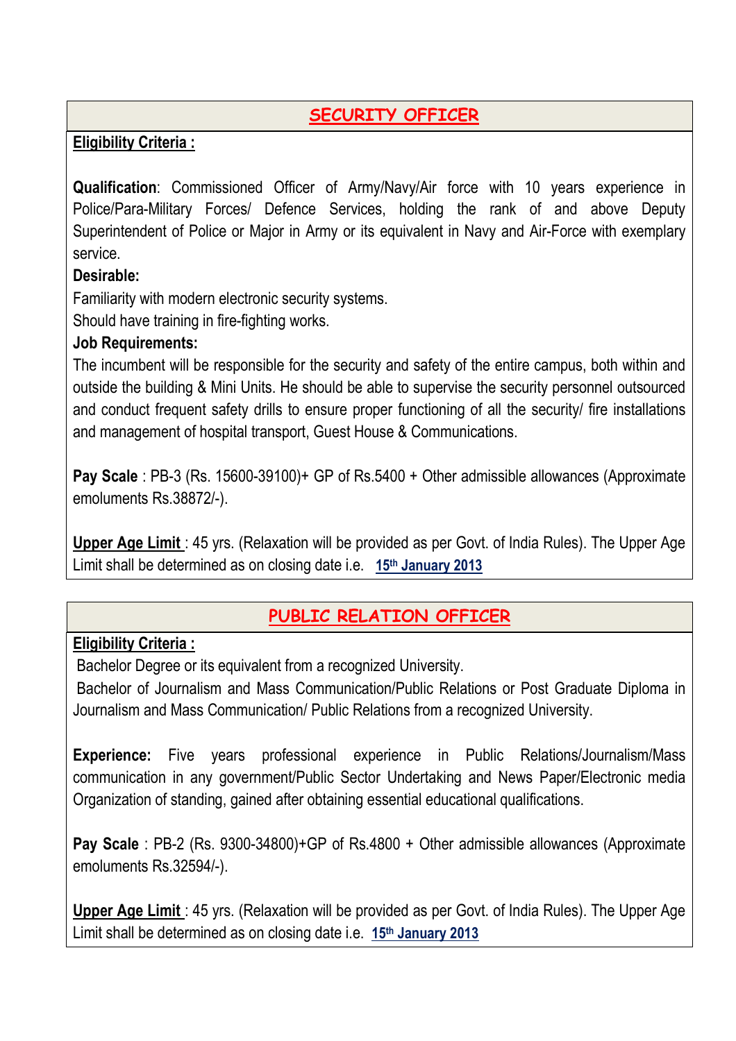## SECURITY OFFICER

**Eligibility Criteria :**

**Qualification**: Commissioned Officer of Army/Navy/Air force with 10 years experience in Police/Para-Military Forces/ Defence Services, holding the rank of and above Deputy Superintendent of Police or Major in Army or its equivalent in Navy and Air-Force with exemplary service.

**Desirable:**

Familiarity with modern electronic security systems.

Should have training in fire-fighting works.

**Job Requirements:**

The incumbent will be responsible for the security and safety of the entire campus, both within and outside the building & Mini Units. He should be able to supervise the security personnel outsourced and conduct frequent safety drills to ensure proper functioning of all the security/ fire installations and management of hospital transport, Guest House & Communications.

**Pay Scale** : PB-3 (Rs. 15600-39100)+ GP of Rs.5400 + Other admissible allowances (Approximate emoluments Rs.38872/-).

**Upper Age Limit** : 45 yrs. (Relaxation will be provided as per Govt. of India Rules). The Upper Age Limit shall be determined as on closing date i.e. **15th January 2013**

## PUBLIC RELATION OFFICER

**Eligibility Criteria :**

Bachelor Degree or its equivalent from a recognized University.

Bachelor of Journalism and Mass Communication/Public Relations or Post Graduate Diploma in Journalism and Mass Communication/ Public Relations from a recognized University.

**Experience:** Five years professional experience in Public Relations/Journalism/Mass communication in any government/Public Sector Undertaking and News Paper/Electronic media Organization of standing, gained after obtaining essential educational qualifications.

**Pay Scale** : PB-2 (Rs. 9300-34800)+GP of Rs.4800 + Other admissible allowances (Approximate emoluments Rs.32594/-).

**Upper Age Limit** : 45 yrs. (Relaxation will be provided as per Govt. of India Rules). The Upper Age Limit shall be determined as on closing date i.e. **15th January 2013**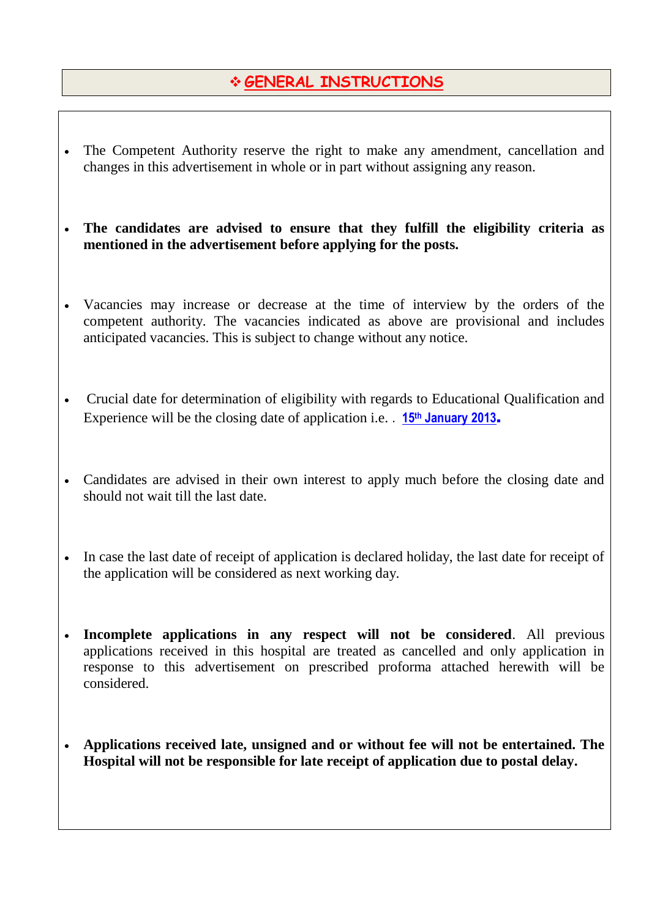## ❖ GENERAL INSTRUCTIONS

- The Competent Authority reserve the right to make any amendment, cancellation and changes in this advertisement in whole or in part without assigning any reason.

- **The candidates are advised to ensure that they fulfill the eligibility criteria as mentioned in the advertisement before applying for the posts.**

- Vacancies may increase or decrease at the time of interview by the orders of the competent authority. The vacancies indicated as above are provisional and includes anticipated vacancies. This is subject to change without any notice.

- Crucial date for determination of eligibility with regards to Educational Qualification and Experience will be the closing date of application i.e. . **15th January 2013.**

- Candidates are advised in their own interest to apply much before the closing date and should not wait till the last date.

- In case the last date of receipt of application is declared holiday, the last date for receipt of the application will be considered as next working day.

- **Incomplete applications in any respect will not be considered**. All previous applications received in this hospital are treated as cancelled and only application in response to this advertisement on prescribed proforma attached herewith will be considered.

- **Applications received late, unsigned and or without fee will not be entertained. The Hospital will not be responsible for late receipt of application due to postal delay.**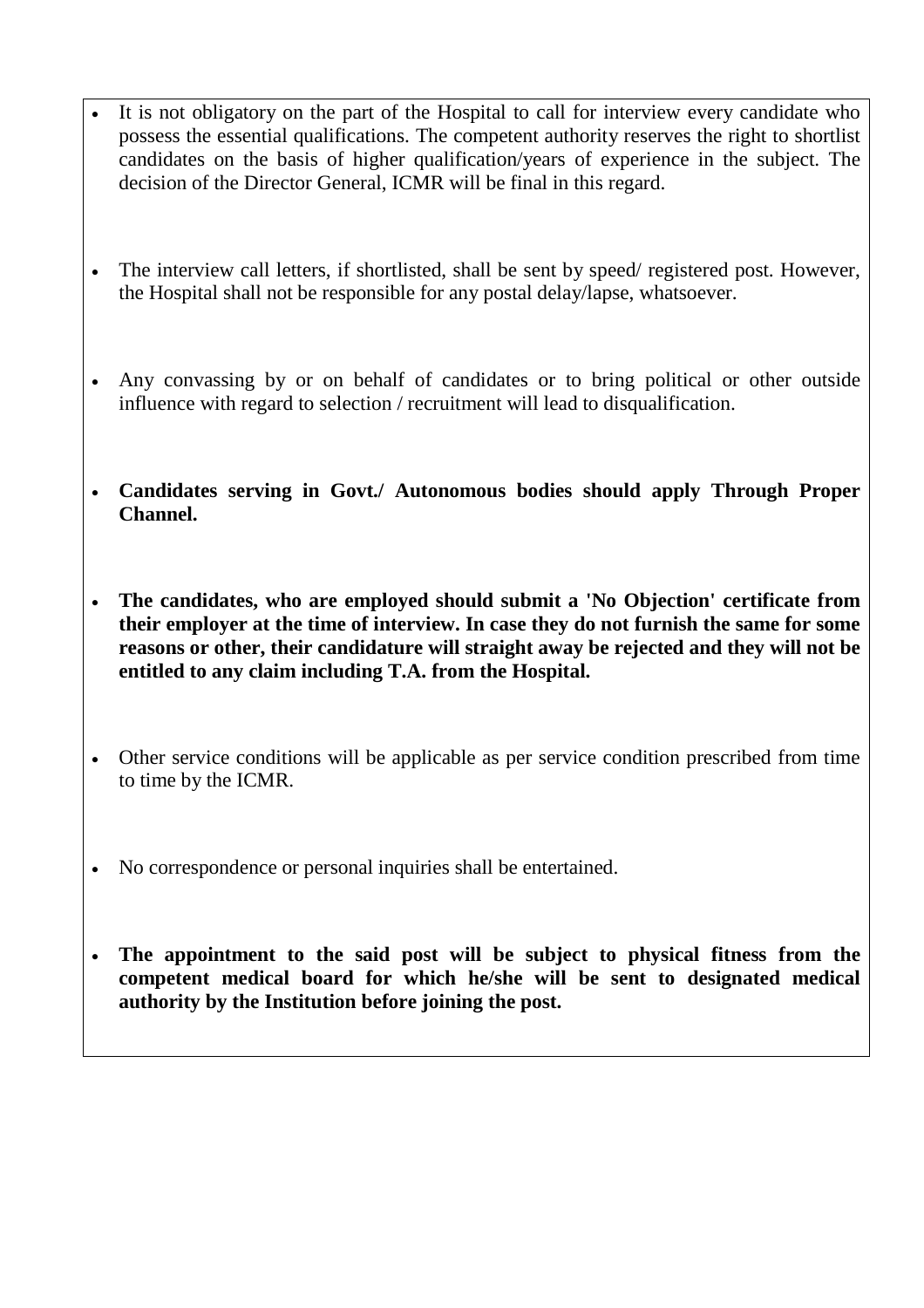- It is not obligatory on the part of the Hospital to call for interview every candidate who possess the essential qualifications. The competent authority reserves the right to shortlist candidates on the basis of higher qualification/years of experience in the subject. The decision of the Director General, ICMR will be final in this regard.

- The interview call letters, if shortlisted, shall be sent by speed/ registered post. However, the Hospital shall not be responsible for any postal delay/lapse, whatsoever.

- Any convassing by or on behalf of candidates or to bring political or other outside influence with regard to selection / recruitment will lead to disqualification.

- **Candidates serving in Govt./ Autonomous bodies should apply Through Proper Channel.**

- **The candidates, who are employed should submit a 'No Objection' certificate from their employer at the time of interview. In case they do not furnish the same for some reasons or other, their candidature will straight away be rejected and they will not be entitled to any claim including T.A. from the Hospital.**

- Other service conditions will be applicable as per service condition prescribed from time to time by the ICMR.

- No correspondence or personal inquiries shall be entertained.

- **The appointment to the said post will be subject to physical fitness from the competent medical board for which he/she will be sent to designated medical authority by the Institution before joining the post.**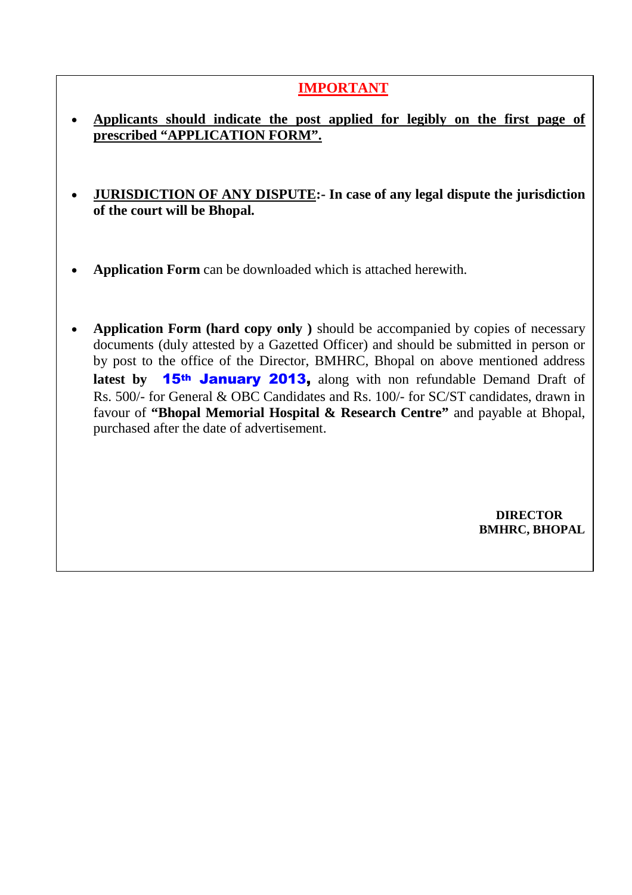## IMPORTANT

- **Applicants should indicate the post applied for legibly on the first page of prescribed "APPLICATION FORM".**

- **JURISDICTION OF ANY DISPUTE:- In case of any legal dispute the jurisdiction of the court will be Bhopal.**

- **Application Form** can be downloaded which is attached herewith.

- **Application Form (hard copy only )** should be accompanied by copies of necessary documents (duly attested by a Gazetted Officer) and should be submitted in person or by post to the office of the Director, BMHRC, Bhopal on above mentioned address **latest by 15th January 2013,** along with non refundable Demand Draft of Rs. 500/- for General & OBC Candidates and Rs. 100/- for SC/ST candidates, drawn in favour of **"Bhopal Memorial Hospital & Research Centre"** and payable at Bhopal, purchased after the date of advertisement.

**DIRECTOR**
**BMHRC, BHOPAL**